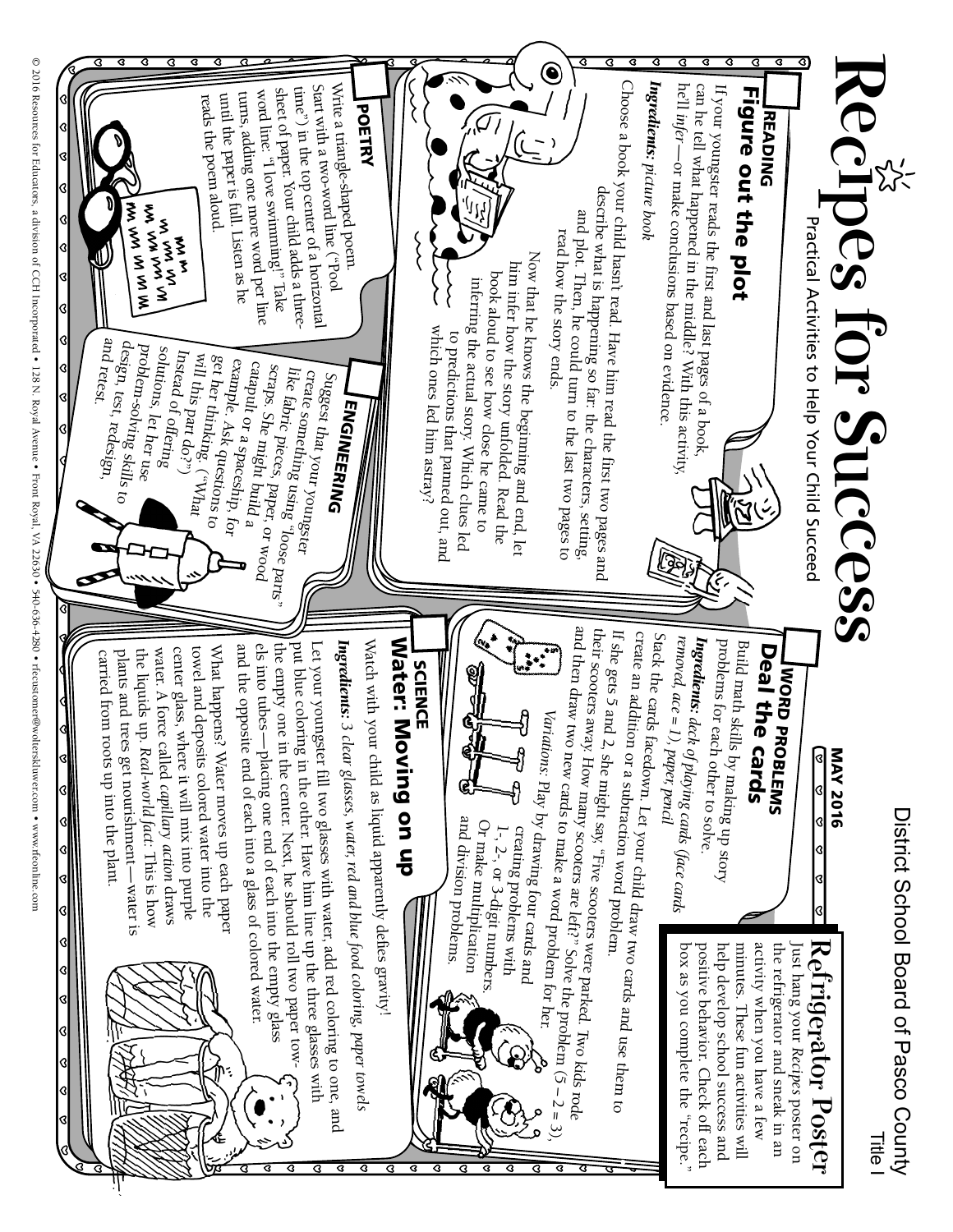District School Board of Pasco County

Title I

# Recipes for Success

Practical Activities to Help Your Child Succeed

MAY 2016

## Refrigerator Poster

Just hang your *Recipes* poster on the refrigerator and sneak in an activity when you have a few minutes. These fun activities will help develop school success and positive behavior. Check off each box as you complete the "recipe."

## READING
### Figure out the plot

If your youngster reads the first and last pages of a book, can he tell what happened in the middle? With this activity, he'll *infer*—or make conclusions based on evidence.

***Ingredients:*** *picture book*

Choose a book your child hasn't read. Have him read the first two pages and describe what is happening so far: the characters, setting, and plot. Then, he could turn to the last two pages to read how the story ends.

Now that he knows the beginning and end, let him infer how the story unfolded. Read the book aloud to see how close he came to inferring the actual story. Which clues led to predictions that panned out, and which ones led him astray?

## POETRY

Write a triangle-shaped poem. Start with a two-word line ("Pool time") in the top center of a horizontal sheet of paper. Your child adds a three-word line: "I love swimming!" Take turns, adding one more word per line until the paper is full. Listen as he reads the poem aloud.

## ENGINEERING

Suggest that your youngster create something using "loose parts" like fabric pieces, paper, or wood scraps. She might build a catapult or a spaceship, for example. Ask questions to get her thinking. ("What will this part do?") Instead of offering solutions, let her use problem-solving skills to design, test, redesign, and retest.

## WORD PROBLEMS
### Deal the cards

Build math skills by making up story problems for each other to solve.

***Ingredients:*** *deck of playing cards (face cards removed, ace = 1), paper, pencil*

Stack the cards facedown. Let your child draw two cards and use them to create an addition or a subtraction word problem.

If she gets 5 and 2, she might say, "Five scooters were parked. Two kids rode their scooters away. How many scooters are left?" Solve the problem (5 – 2 = 3), and then draw two new cards to make a word problem for her.

*Variations:* Play by drawing four cards and creating problems with 1-, 2-, or 3-digit numbers. Or make multiplication and division problems.

## SCIENCE
### Water: Moving on up

Watch with your child as liquid apparently defies gravity!

***Ingredients:*** *3 clear glasses, water, red and blue food coloring, paper towels*

Let your youngster fill two glasses with water, add red coloring to one, and put blue coloring in the other. Have him line up the three glasses with the empty one in the center. Next, he should roll two paper towels into tubes—placing one end of each into the empty glass and the opposite end of each into a glass of colored water.

What happens? Water moves up each paper towel and deposits colored water into the center glass, where it will mix into purple water. A force called *capillary action* draws the liquids up. *Real-world fact:* This is how plants and trees get nourishment—water is carried from roots up into the plant.

© 2016 Resources for Educators, a division of CCH Incorporated • 128 N. Royal Avenue • Front Royal, VA 22630 • 540-636-4280 • rfecustomer@wolterskluwer.com • www.rfeonline.com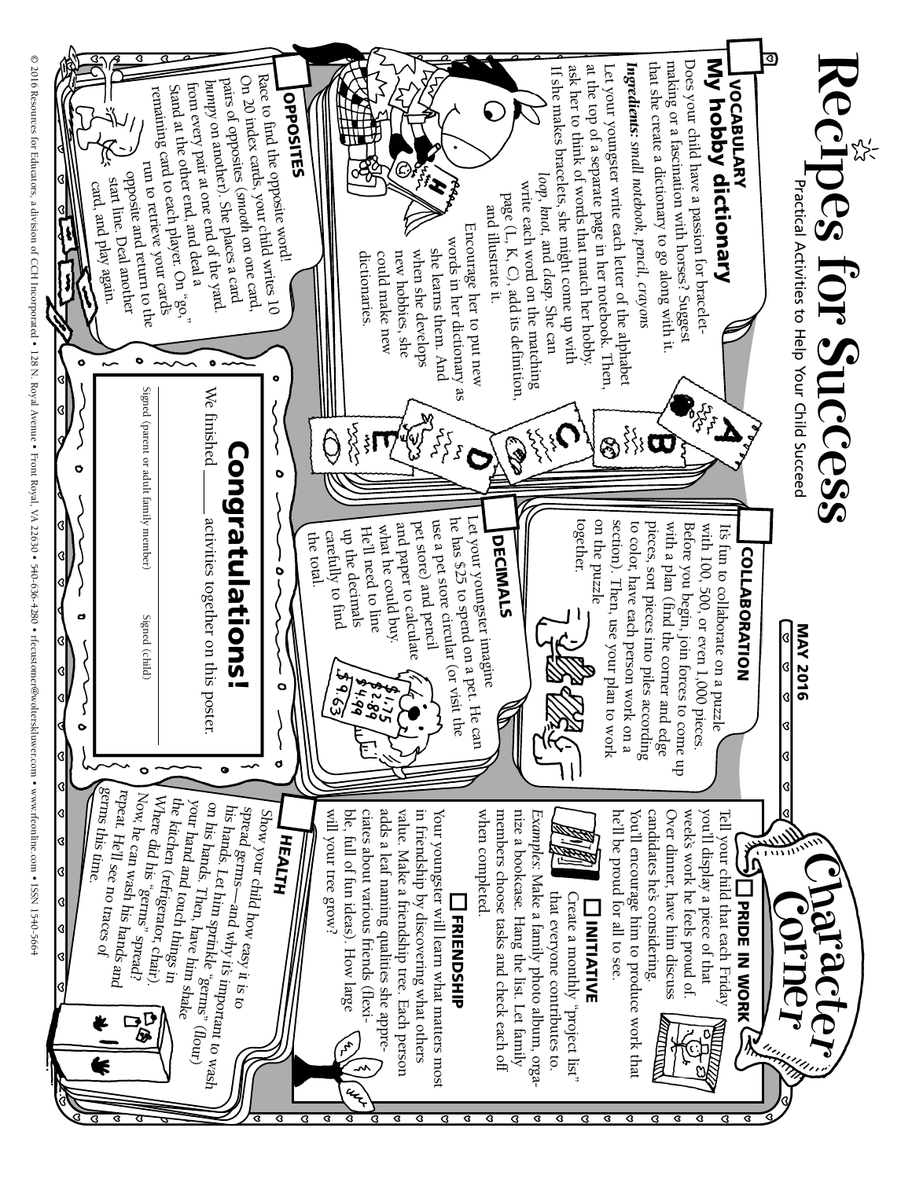# Recipes for Success

Practical Activities to Help Your Child Succeed

MAY 2016

## VOCABULARY

### My hobby dictionary

Does your child have a passion for bracelet-making or a fascination with horses? Suggest that she create a dictionary to go along with it.

***Ingredients:*** *small notebook, pencil, crayons*

Let your youngster write each letter of the alphabet at the top of a separate page in her notebook. Then, ask her to think of words that match her hobby. If she makes bracelets, she might come up with *loop, knot,* and *clasp.* She can write each word on the matching page (L, K, C), add its definition, and illustrate it.

Encourage her to put new words in her dictionary as she learns them. And when she develops new hobbies, she could make new dictionaries.

## OPPOSITES

Race to find the opposite word! On 20 index cards, your child writes 10 pairs of opposites (*smooth* on one card, *bumpy* on another). She places a card from every pair at one end of the yard. Stand at the other end, and deal a remaining card to each player. On "go," run to retrieve your card's opposite and return to the start line. Deal another card, and play again.

## COLLABORATION

It's fun to collaborate on a puzzle with 100, 500, or even 1,000 pieces. Before you begin, join forces to come up with a plan (find the corner and edge pieces, sort pieces into piles according to color, have each person work on a section). Then, use your plan to work on the puzzle together.

## DECIMALS

Let your youngster imagine he has $25 to spend on a pet. He can use a pet store circular (or visit the pet store) and pencil and paper to calculate what he could buy. He'll need to line up the decimals carefully to find the total.

## Congratulations!

We finished _____ activities together on this poster.

Signed (parent or adult family member) ______________ Signed (child) ______________

## Character Corner

### PRIDE IN WORK

Tell your child that each Friday you'll display a piece of that week's work he feels proud of. Over dinner, have him discuss candidates he's considering. You'll encourage him to produce work that he'll be proud for all to see.

### INITIATIVE

Create a monthly "project list" that everyone contributes to. *Examples:* Make a family photo album, organize a bookcase. Hang the list. Let family members choose tasks and check each off when completed.

### FRIENDSHIP

Your youngster will learn what matters most in friendship by discovering what others value. Make a friendship tree. Each person adds a leaf naming qualities she appreciates about various friends (flexible, full of fun ideas). How large will your tree grow?

## HEALTH

Show your child how easy it is to spread germs—and why it's important to wash his hands. Let him sprinkle "germs" (flour) on his hands. Then, have him shake your hand and touch things in the kitchen (refrigerator, chair). Where did his "germs" spread? Now, he can wash his hands and repeat. He'll see no traces of germs this time.

© 2016 Resources for Educators, a division of CCH Incorporated • 128 N. Royal Avenue • Front Royal, VA 22630 • 540-636-4280 • rfecustomer@wolterskluwer.com • www.rfeonline.com • ISSN 1540-5664